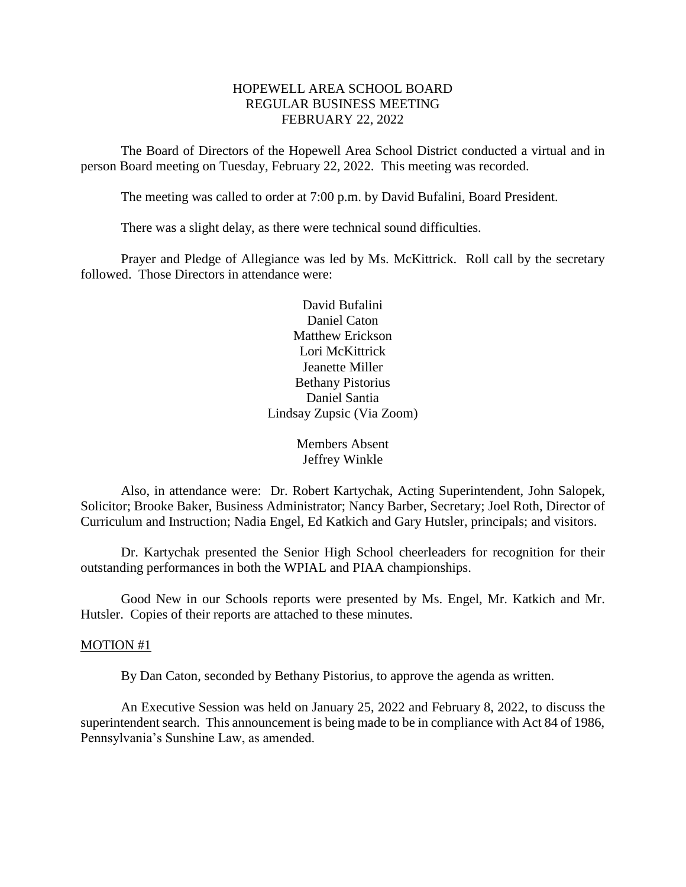# HOPEWELL AREA SCHOOL BOARD
## REGULAR BUSINESS MEETING
## FEBRUARY 22, 2022

The Board of Directors of the Hopewell Area School District conducted a virtual and in person Board meeting on Tuesday, February 22, 2022. This meeting was recorded.

The meeting was called to order at 7:00 p.m. by David Bufalini, Board President.

There was a slight delay, as there were technical sound difficulties.

Prayer and Pledge of Allegiance was led by Ms. McKittrick. Roll call by the secretary followed. Those Directors in attendance were:

David Bufalini
Daniel Caton
Matthew Erickson
Lori McKittrick
Jeanette Miller
Bethany Pistorius
Daniel Santia
Lindsay Zupsic (Via Zoom)

Members Absent
Jeffrey Winkle

Also, in attendance were: Dr. Robert Kartychak, Acting Superintendent, John Salopek, Solicitor; Brooke Baker, Business Administrator; Nancy Barber, Secretary; Joel Roth, Director of Curriculum and Instruction; Nadia Engel, Ed Katkich and Gary Hutsler, principals; and visitors.

Dr. Kartychak presented the Senior High School cheerleaders for recognition for their outstanding performances in both the WPIAL and PIAA championships.

Good New in our Schools reports were presented by Ms. Engel, Mr. Katkich and Mr. Hutsler. Copies of their reports are attached to these minutes.

MOTION #1

By Dan Caton, seconded by Bethany Pistorius, to approve the agenda as written.

An Executive Session was held on January 25, 2022 and February 8, 2022, to discuss the superintendent search. This announcement is being made to be in compliance with Act 84 of 1986, Pennsylvania's Sunshine Law, as amended.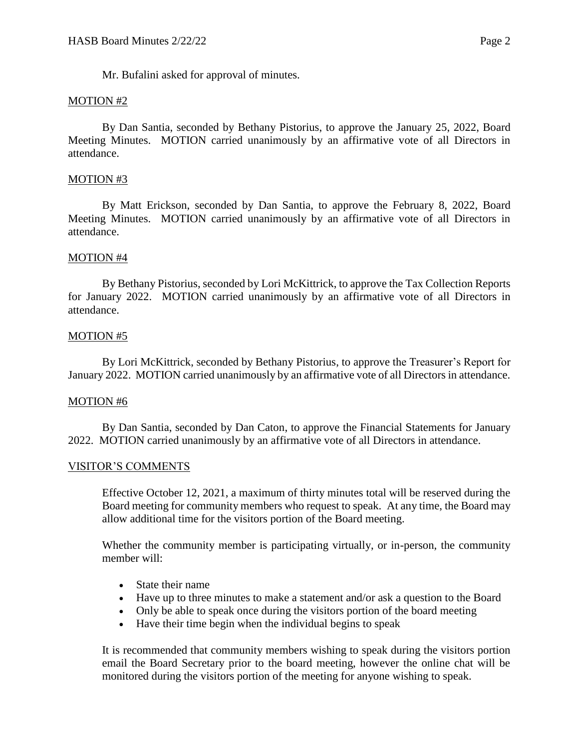Mr. Bufalini asked for approval of minutes.

MOTION #2

By Dan Santia, seconded by Bethany Pistorius, to approve the January 25, 2022, Board Meeting Minutes. MOTION carried unanimously by an affirmative vote of all Directors in attendance.

MOTION #3

By Matt Erickson, seconded by Dan Santia, to approve the February 8, 2022, Board Meeting Minutes. MOTION carried unanimously by an affirmative vote of all Directors in attendance.

MOTION #4

By Bethany Pistorius, seconded by Lori McKittrick, to approve the Tax Collection Reports for January 2022. MOTION carried unanimously by an affirmative vote of all Directors in attendance.

MOTION #5

By Lori McKittrick, seconded by Bethany Pistorius, to approve the Treasurer's Report for January 2022. MOTION carried unanimously by an affirmative vote of all Directors in attendance.

MOTION #6

By Dan Santia, seconded by Dan Caton, to approve the Financial Statements for January 2022. MOTION carried unanimously by an affirmative vote of all Directors in attendance.

VISITOR'S COMMENTS

Effective October 12, 2021, a maximum of thirty minutes total will be reserved during the Board meeting for community members who request to speak. At any time, the Board may allow additional time for the visitors portion of the Board meeting.

Whether the community member is participating virtually, or in-person, the community member will:

- State their name
- Have up to three minutes to make a statement and/or ask a question to the Board
- Only be able to speak once during the visitors portion of the board meeting
- Have their time begin when the individual begins to speak

It is recommended that community members wishing to speak during the visitors portion email the Board Secretary prior to the board meeting, however the online chat will be monitored during the visitors portion of the meeting for anyone wishing to speak.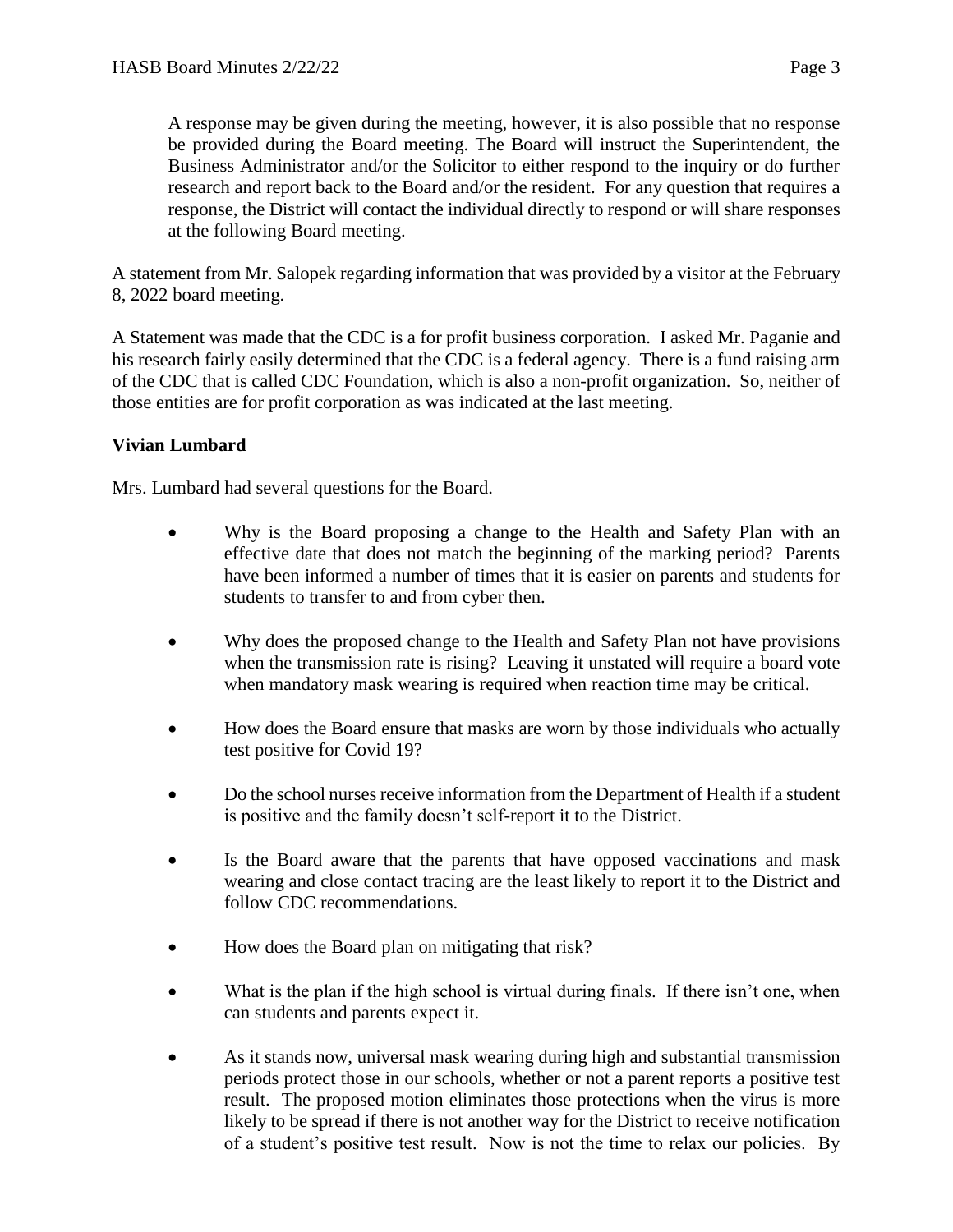A response may be given during the meeting, however, it is also possible that no response be provided during the Board meeting. The Board will instruct the Superintendent, the Business Administrator and/or the Solicitor to either respond to the inquiry or do further research and report back to the Board and/or the resident. For any question that requires a response, the District will contact the individual directly to respond or will share responses at the following Board meeting.

A statement from Mr. Salopek regarding information that was provided by a visitor at the February 8, 2022 board meeting.

A Statement was made that the CDC is a for profit business corporation. I asked Mr. Paganie and his research fairly easily determined that the CDC is a federal agency. There is a fund raising arm of the CDC that is called CDC Foundation, which is also a non-profit organization. So, neither of those entities are for profit corporation as was indicated at the last meeting.

**Vivian Lumbard**

Mrs. Lumbard had several questions for the Board.

- Why is the Board proposing a change to the Health and Safety Plan with an effective date that does not match the beginning of the marking period? Parents have been informed a number of times that it is easier on parents and students for students to transfer to and from cyber then.
- Why does the proposed change to the Health and Safety Plan not have provisions when the transmission rate is rising? Leaving it unstated will require a board vote when mandatory mask wearing is required when reaction time may be critical.
- How does the Board ensure that masks are worn by those individuals who actually test positive for Covid 19?
- Do the school nurses receive information from the Department of Health if a student is positive and the family doesn't self-report it to the District.
- Is the Board aware that the parents that have opposed vaccinations and mask wearing and close contact tracing are the least likely to report it to the District and follow CDC recommendations.
- How does the Board plan on mitigating that risk?
- What is the plan if the high school is virtual during finals. If there isn't one, when can students and parents expect it.
- As it stands now, universal mask wearing during high and substantial transmission periods protect those in our schools, whether or not a parent reports a positive test result. The proposed motion eliminates those protections when the virus is more likely to be spread if there is not another way for the District to receive notification of a student's positive test result. Now is not the time to relax our policies. By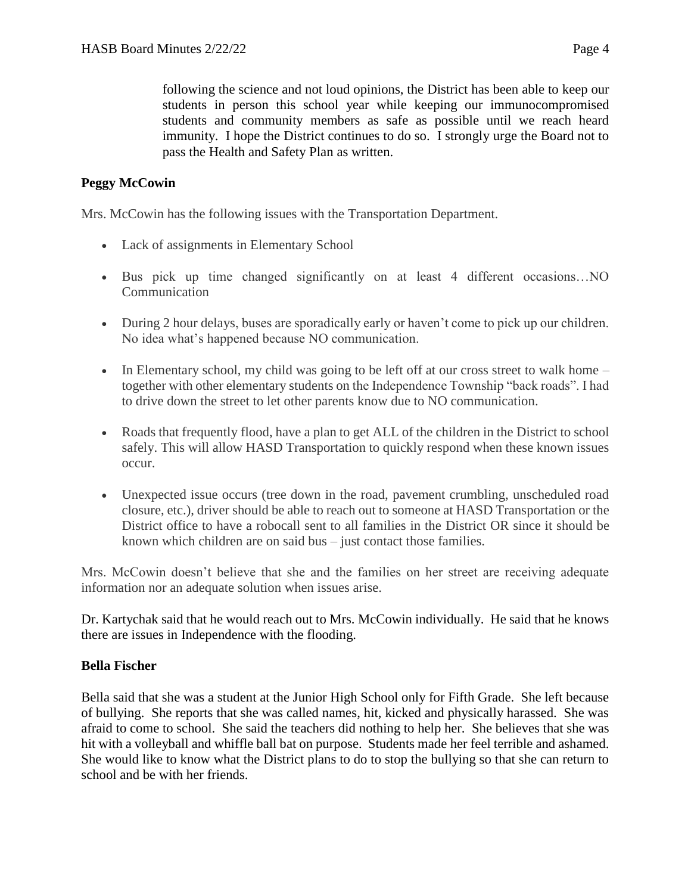following the science and not loud opinions, the District has been able to keep our students in person this school year while keeping our immunocompromised students and community members as safe as possible until we reach heard immunity. I hope the District continues to do so. I strongly urge the Board not to pass the Health and Safety Plan as written.

**Peggy McCowin**

Mrs. McCowin has the following issues with the Transportation Department.

- Lack of assignments in Elementary School
- Bus pick up time changed significantly on at least 4 different occasions…NO Communication
- During 2 hour delays, buses are sporadically early or haven't come to pick up our children. No idea what's happened because NO communication.
- In Elementary school, my child was going to be left off at our cross street to walk home – together with other elementary students on the Independence Township "back roads". I had to drive down the street to let other parents know due to NO communication.
- Roads that frequently flood, have a plan to get ALL of the children in the District to school safely. This will allow HASD Transportation to quickly respond when these known issues occur.
- Unexpected issue occurs (tree down in the road, pavement crumbling, unscheduled road closure, etc.), driver should be able to reach out to someone at HASD Transportation or the District office to have a robocall sent to all families in the District OR since it should be known which children are on said bus – just contact those families.

Mrs. McCowin doesn't believe that she and the families on her street are receiving adequate information nor an adequate solution when issues arise.

Dr. Kartychak said that he would reach out to Mrs. McCowin individually. He said that he knows there are issues in Independence with the flooding.

**Bella Fischer**

Bella said that she was a student at the Junior High School only for Fifth Grade. She left because of bullying. She reports that she was called names, hit, kicked and physically harassed. She was afraid to come to school. She said the teachers did nothing to help her. She believes that she was hit with a volleyball and whiffle ball bat on purpose. Students made her feel terrible and ashamed. She would like to know what the District plans to do to stop the bullying so that she can return to school and be with her friends.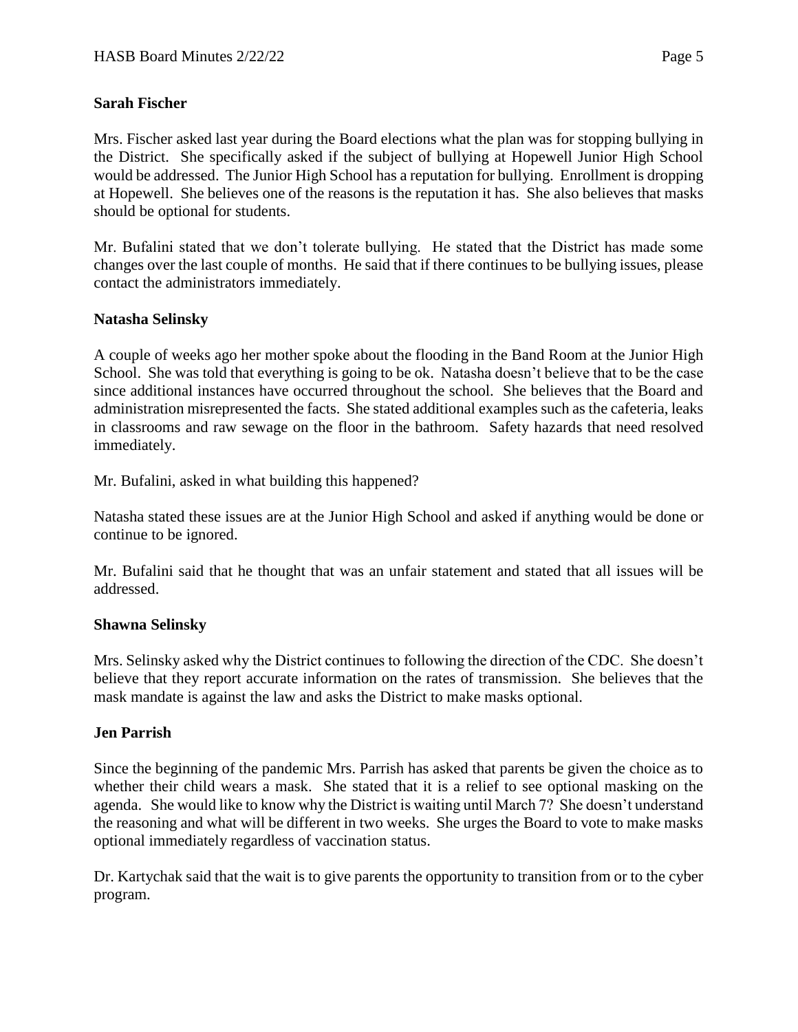**Sarah Fischer**

Mrs. Fischer asked last year during the Board elections what the plan was for stopping bullying in the District. She specifically asked if the subject of bullying at Hopewell Junior High School would be addressed. The Junior High School has a reputation for bullying. Enrollment is dropping at Hopewell. She believes one of the reasons is the reputation it has. She also believes that masks should be optional for students.

Mr. Bufalini stated that we don't tolerate bullying. He stated that the District has made some changes over the last couple of months. He said that if there continues to be bullying issues, please contact the administrators immediately.

**Natasha Selinsky**

A couple of weeks ago her mother spoke about the flooding in the Band Room at the Junior High School. She was told that everything is going to be ok. Natasha doesn't believe that to be the case since additional instances have occurred throughout the school. She believes that the Board and administration misrepresented the facts. She stated additional examples such as the cafeteria, leaks in classrooms and raw sewage on the floor in the bathroom. Safety hazards that need resolved immediately.

Mr. Bufalini, asked in what building this happened?

Natasha stated these issues are at the Junior High School and asked if anything would be done or continue to be ignored.

Mr. Bufalini said that he thought that was an unfair statement and stated that all issues will be addressed.

**Shawna Selinsky**

Mrs. Selinsky asked why the District continues to following the direction of the CDC. She doesn't believe that they report accurate information on the rates of transmission. She believes that the mask mandate is against the law and asks the District to make masks optional.

**Jen Parrish**

Since the beginning of the pandemic Mrs. Parrish has asked that parents be given the choice as to whether their child wears a mask. She stated that it is a relief to see optional masking on the agenda. She would like to know why the District is waiting until March 7? She doesn't understand the reasoning and what will be different in two weeks. She urges the Board to vote to make masks optional immediately regardless of vaccination status.

Dr. Kartychak said that the wait is to give parents the opportunity to transition from or to the cyber program.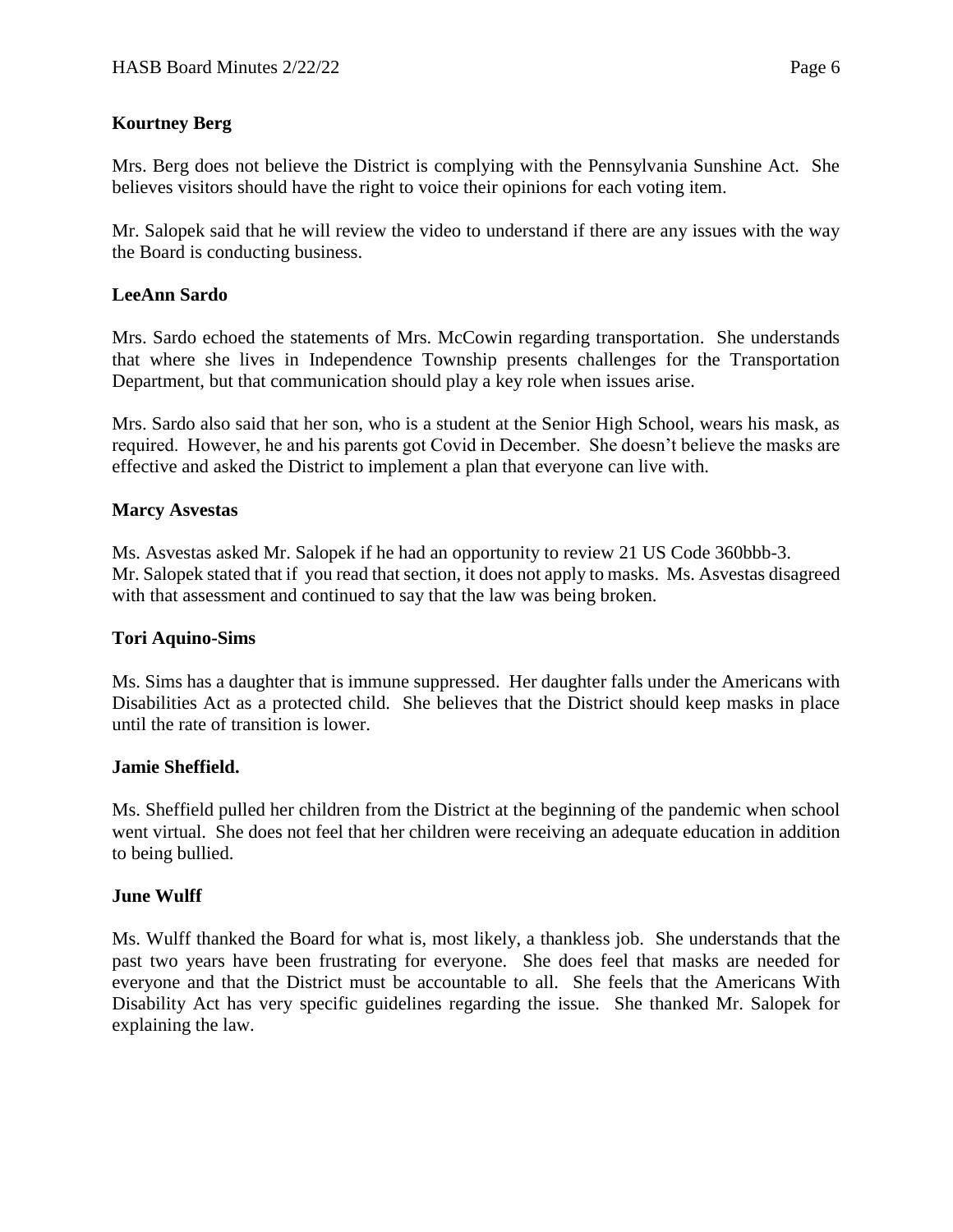**Kourtney Berg**

Mrs. Berg does not believe the District is complying with the Pennsylvania Sunshine Act. She believes visitors should have the right to voice their opinions for each voting item.

Mr. Salopek said that he will review the video to understand if there are any issues with the way the Board is conducting business.

**LeeAnn Sardo**

Mrs. Sardo echoed the statements of Mrs. McCowin regarding transportation. She understands that where she lives in Independence Township presents challenges for the Transportation Department, but that communication should play a key role when issues arise.

Mrs. Sardo also said that her son, who is a student at the Senior High School, wears his mask, as required. However, he and his parents got Covid in December. She doesn't believe the masks are effective and asked the District to implement a plan that everyone can live with.

**Marcy Asvestas**

Ms. Asvestas asked Mr. Salopek if he had an opportunity to review 21 US Code 360bbb-3. Mr. Salopek stated that if you read that section, it does not apply to masks. Ms. Asvestas disagreed with that assessment and continued to say that the law was being broken.

**Tori Aquino-Sims**

Ms. Sims has a daughter that is immune suppressed. Her daughter falls under the Americans with Disabilities Act as a protected child. She believes that the District should keep masks in place until the rate of transition is lower.

**Jamie Sheffield.**

Ms. Sheffield pulled her children from the District at the beginning of the pandemic when school went virtual. She does not feel that her children were receiving an adequate education in addition to being bullied.

**June Wulff**

Ms. Wulff thanked the Board for what is, most likely, a thankless job. She understands that the past two years have been frustrating for everyone. She does feel that masks are needed for everyone and that the District must be accountable to all. She feels that the Americans With Disability Act has very specific guidelines regarding the issue. She thanked Mr. Salopek for explaining the law.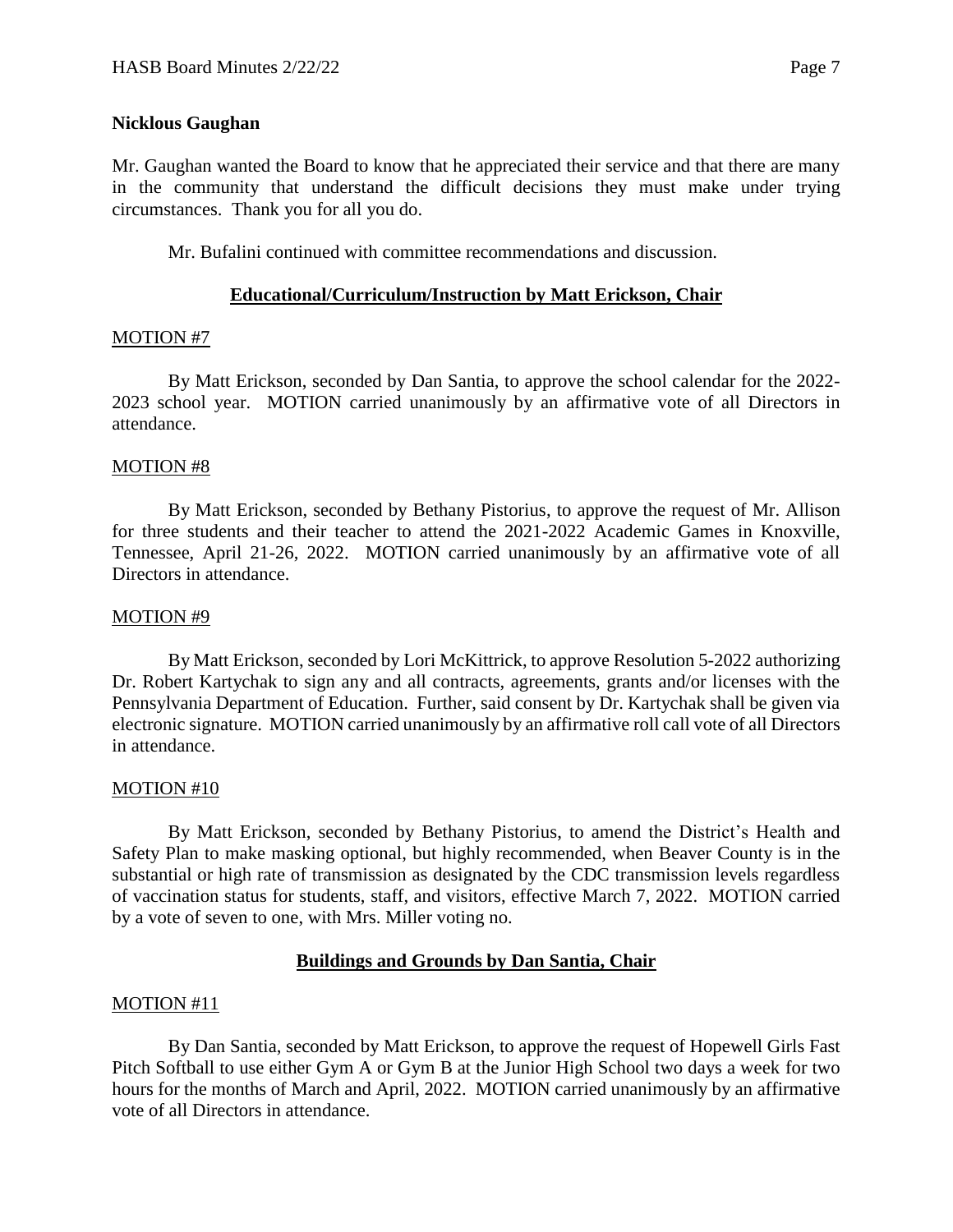**Nicklous Gaughan**

Mr. Gaughan wanted the Board to know that he appreciated their service and that there are many in the community that understand the difficult decisions they must make under trying circumstances. Thank you for all you do.

Mr. Bufalini continued with committee recommendations and discussion.

## Educational/Curriculum/Instruction by Matt Erickson, Chair

MOTION #7

By Matt Erickson, seconded by Dan Santia, to approve the school calendar for the 2022-2023 school year. MOTION carried unanimously by an affirmative vote of all Directors in attendance.

MOTION #8

By Matt Erickson, seconded by Bethany Pistorius, to approve the request of Mr. Allison for three students and their teacher to attend the 2021-2022 Academic Games in Knoxville, Tennessee, April 21-26, 2022. MOTION carried unanimously by an affirmative vote of all Directors in attendance.

MOTION #9

By Matt Erickson, seconded by Lori McKittrick, to approve Resolution 5-2022 authorizing Dr. Robert Kartychak to sign any and all contracts, agreements, grants and/or licenses with the Pennsylvania Department of Education. Further, said consent by Dr. Kartychak shall be given via electronic signature. MOTION carried unanimously by an affirmative roll call vote of all Directors in attendance.

MOTION #10

By Matt Erickson, seconded by Bethany Pistorius, to amend the District's Health and Safety Plan to make masking optional, but highly recommended, when Beaver County is in the substantial or high rate of transmission as designated by the CDC transmission levels regardless of vaccination status for students, staff, and visitors, effective March 7, 2022. MOTION carried by a vote of seven to one, with Mrs. Miller voting no.

## Buildings and Grounds by Dan Santia, Chair

MOTION #11

By Dan Santia, seconded by Matt Erickson, to approve the request of Hopewell Girls Fast Pitch Softball to use either Gym A or Gym B at the Junior High School two days a week for two hours for the months of March and April, 2022. MOTION carried unanimously by an affirmative vote of all Directors in attendance.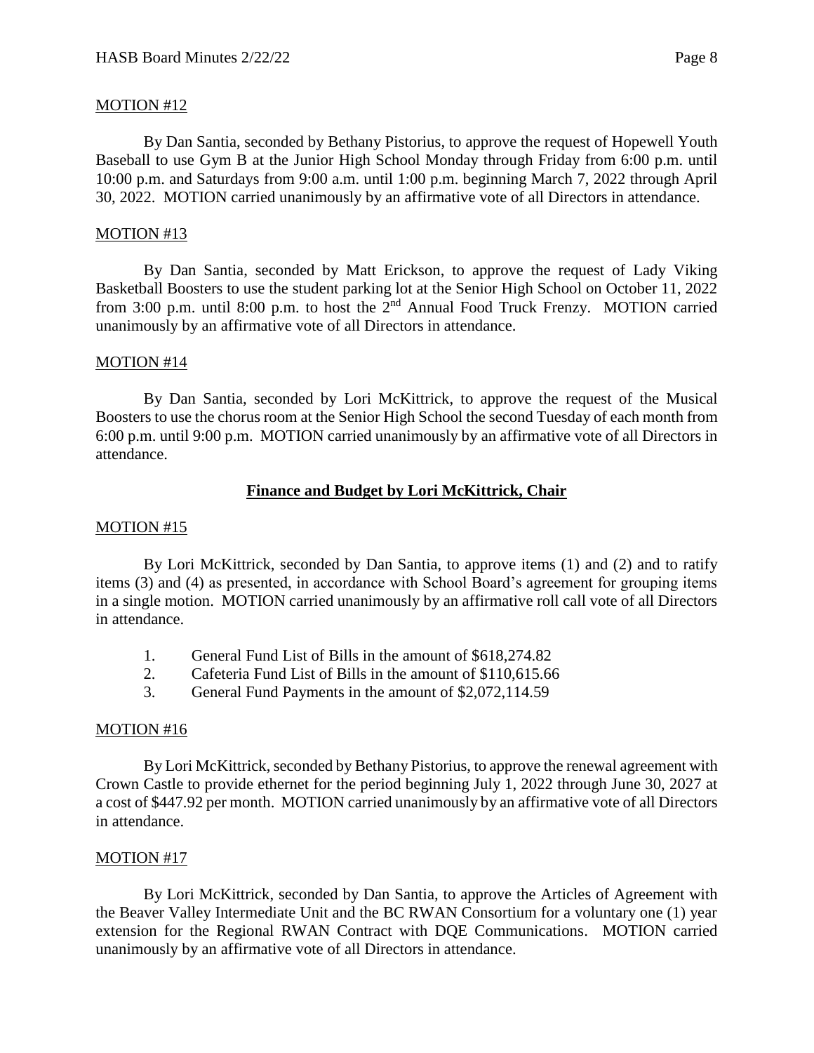MOTION #12

By Dan Santia, seconded by Bethany Pistorius, to approve the request of Hopewell Youth Baseball to use Gym B at the Junior High School Monday through Friday from 6:00 p.m. until 10:00 p.m. and Saturdays from 9:00 a.m. until 1:00 p.m. beginning March 7, 2022 through April 30, 2022. MOTION carried unanimously by an affirmative vote of all Directors in attendance.

MOTION #13

By Dan Santia, seconded by Matt Erickson, to approve the request of Lady Viking Basketball Boosters to use the student parking lot at the Senior High School on October 11, 2022 from 3:00 p.m. until 8:00 p.m. to host the 2nd Annual Food Truck Frenzy. MOTION carried unanimously by an affirmative vote of all Directors in attendance.

MOTION #14

By Dan Santia, seconded by Lori McKittrick, to approve the request of the Musical Boosters to use the chorus room at the Senior High School the second Tuesday of each month from 6:00 p.m. until 9:00 p.m. MOTION carried unanimously by an affirmative vote of all Directors in attendance.

## Finance and Budget by Lori McKittrick, Chair

MOTION #15

By Lori McKittrick, seconded by Dan Santia, to approve items (1) and (2) and to ratify items (3) and (4) as presented, in accordance with School Board's agreement for grouping items in a single motion. MOTION carried unanimously by an affirmative roll call vote of all Directors in attendance.

1. General Fund List of Bills in the amount of $618,274.82
2. Cafeteria Fund List of Bills in the amount of $110,615.66
3. General Fund Payments in the amount of $2,072,114.59

MOTION #16

By Lori McKittrick, seconded by Bethany Pistorius, to approve the renewal agreement with Crown Castle to provide ethernet for the period beginning July 1, 2022 through June 30, 2027 at a cost of $447.92 per month. MOTION carried unanimously by an affirmative vote of all Directors in attendance.

MOTION #17

By Lori McKittrick, seconded by Dan Santia, to approve the Articles of Agreement with the Beaver Valley Intermediate Unit and the BC RWAN Consortium for a voluntary one (1) year extension for the Regional RWAN Contract with DQE Communications. MOTION carried unanimously by an affirmative vote of all Directors in attendance.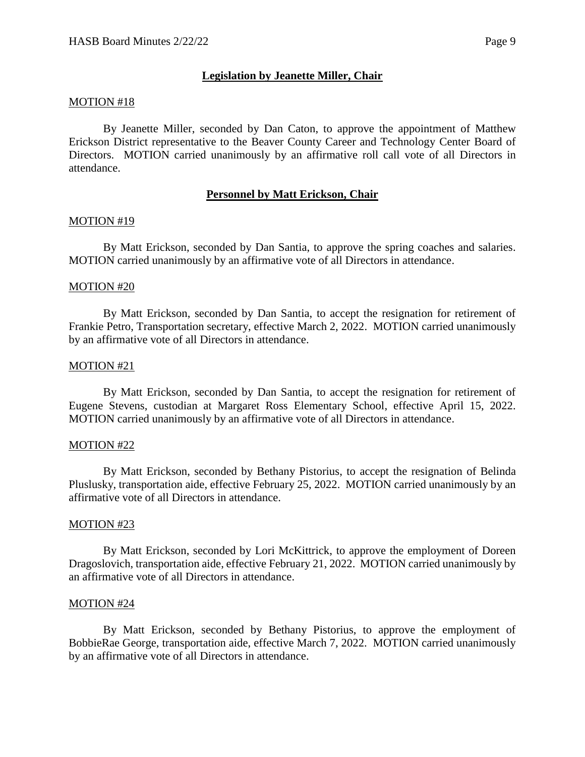## Legislation by Jeanette Miller, Chair

MOTION #18

By Jeanette Miller, seconded by Dan Caton, to approve the appointment of Matthew Erickson District representative to the Beaver County Career and Technology Center Board of Directors. MOTION carried unanimously by an affirmative roll call vote of all Directors in attendance.

## Personnel by Matt Erickson, Chair

MOTION #19

By Matt Erickson, seconded by Dan Santia, to approve the spring coaches and salaries. MOTION carried unanimously by an affirmative vote of all Directors in attendance.

MOTION #20

By Matt Erickson, seconded by Dan Santia, to accept the resignation for retirement of Frankie Petro, Transportation secretary, effective March 2, 2022. MOTION carried unanimously by an affirmative vote of all Directors in attendance.

MOTION #21

By Matt Erickson, seconded by Dan Santia, to accept the resignation for retirement of Eugene Stevens, custodian at Margaret Ross Elementary School, effective April 15, 2022. MOTION carried unanimously by an affirmative vote of all Directors in attendance.

MOTION #22

By Matt Erickson, seconded by Bethany Pistorius, to accept the resignation of Belinda Pluslusky, transportation aide, effective February 25, 2022. MOTION carried unanimously by an affirmative vote of all Directors in attendance.

MOTION #23

By Matt Erickson, seconded by Lori McKittrick, to approve the employment of Doreen Dragoslovich, transportation aide, effective February 21, 2022. MOTION carried unanimously by an affirmative vote of all Directors in attendance.

MOTION #24

By Matt Erickson, seconded by Bethany Pistorius, to approve the employment of BobbieRae George, transportation aide, effective March 7, 2022. MOTION carried unanimously by an affirmative vote of all Directors in attendance.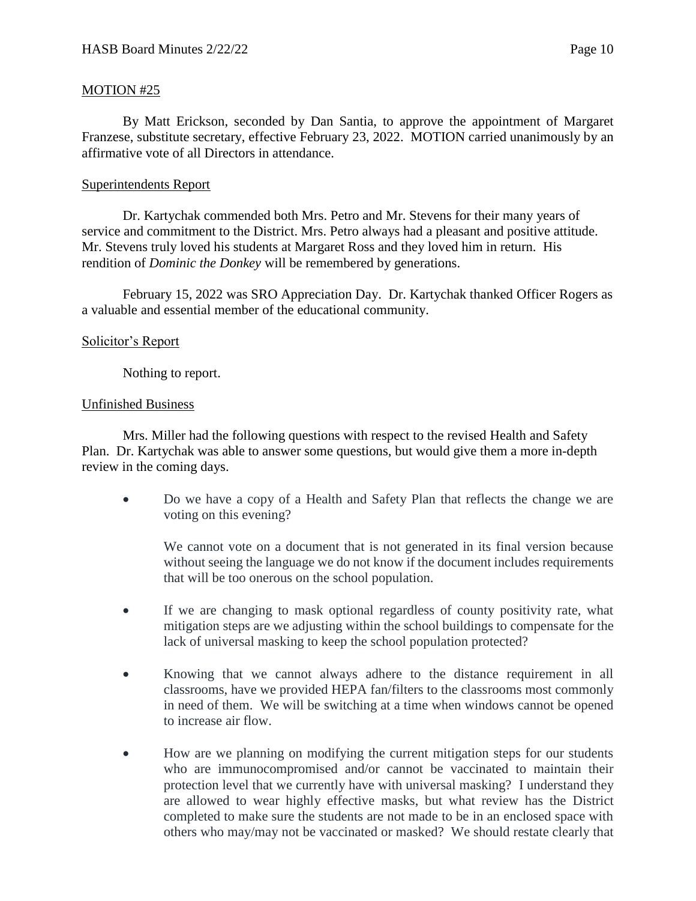MOTION #25

By Matt Erickson, seconded by Dan Santia, to approve the appointment of Margaret Franzese, substitute secretary, effective February 23, 2022. MOTION carried unanimously by an affirmative vote of all Directors in attendance.

Superintendents Report

Dr. Kartychak commended both Mrs. Petro and Mr. Stevens for their many years of service and commitment to the District. Mrs. Petro always had a pleasant and positive attitude. Mr. Stevens truly loved his students at Margaret Ross and they loved him in return. His rendition of *Dominic the Donkey* will be remembered by generations.

February 15, 2022 was SRO Appreciation Day. Dr. Kartychak thanked Officer Rogers as a valuable and essential member of the educational community.

Solicitor's Report

Nothing to report.

Unfinished Business

Mrs. Miller had the following questions with respect to the revised Health and Safety Plan. Dr. Kartychak was able to answer some questions, but would give them a more in-depth review in the coming days.

- Do we have a copy of a Health and Safety Plan that reflects the change we are voting on this evening?

  We cannot vote on a document that is not generated in its final version because without seeing the language we do not know if the document includes requirements that will be too onerous on the school population.

- If we are changing to mask optional regardless of county positivity rate, what mitigation steps are we adjusting within the school buildings to compensate for the lack of universal masking to keep the school population protected?

- Knowing that we cannot always adhere to the distance requirement in all classrooms, have we provided HEPA fan/filters to the classrooms most commonly in need of them. We will be switching at a time when windows cannot be opened to increase air flow.

- How are we planning on modifying the current mitigation steps for our students who are immunocompromised and/or cannot be vaccinated to maintain their protection level that we currently have with universal masking? I understand they are allowed to wear highly effective masks, but what review has the District completed to make sure the students are not made to be in an enclosed space with others who may/may not be vaccinated or masked? We should restate clearly that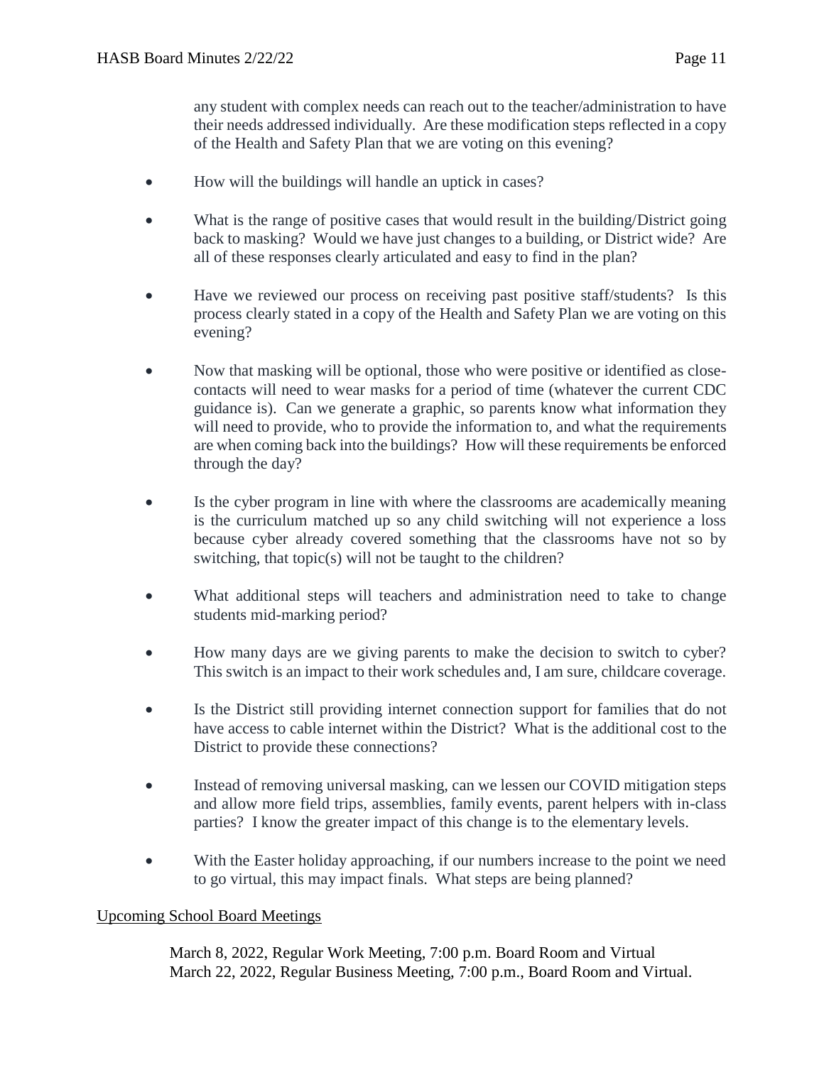any student with complex needs can reach out to the teacher/administration to have their needs addressed individually. Are these modification steps reflected in a copy of the Health and Safety Plan that we are voting on this evening?

- How will the buildings will handle an uptick in cases?
- What is the range of positive cases that would result in the building/District going back to masking? Would we have just changes to a building, or District wide? Are all of these responses clearly articulated and easy to find in the plan?
- Have we reviewed our process on receiving past positive staff/students? Is this process clearly stated in a copy of the Health and Safety Plan we are voting on this evening?
- Now that masking will be optional, those who were positive or identified as close-contacts will need to wear masks for a period of time (whatever the current CDC guidance is). Can we generate a graphic, so parents know what information they will need to provide, who to provide the information to, and what the requirements are when coming back into the buildings? How will these requirements be enforced through the day?
- Is the cyber program in line with where the classrooms are academically meaning is the curriculum matched up so any child switching will not experience a loss because cyber already covered something that the classrooms have not so by switching, that topic(s) will not be taught to the children?
- What additional steps will teachers and administration need to take to change students mid-marking period?
- How many days are we giving parents to make the decision to switch to cyber? This switch is an impact to their work schedules and, I am sure, childcare coverage.
- Is the District still providing internet connection support for families that do not have access to cable internet within the District? What is the additional cost to the District to provide these connections?
- Instead of removing universal masking, can we lessen our COVID mitigation steps and allow more field trips, assemblies, family events, parent helpers with in-class parties? I know the greater impact of this change is to the elementary levels.
- With the Easter holiday approaching, if our numbers increase to the point we need to go virtual, this may impact finals. What steps are being planned?

<u>Upcoming School Board Meetings</u>

March 8, 2022, Regular Work Meeting, 7:00 p.m. Board Room and Virtual
March 22, 2022, Regular Business Meeting, 7:00 p.m., Board Room and Virtual.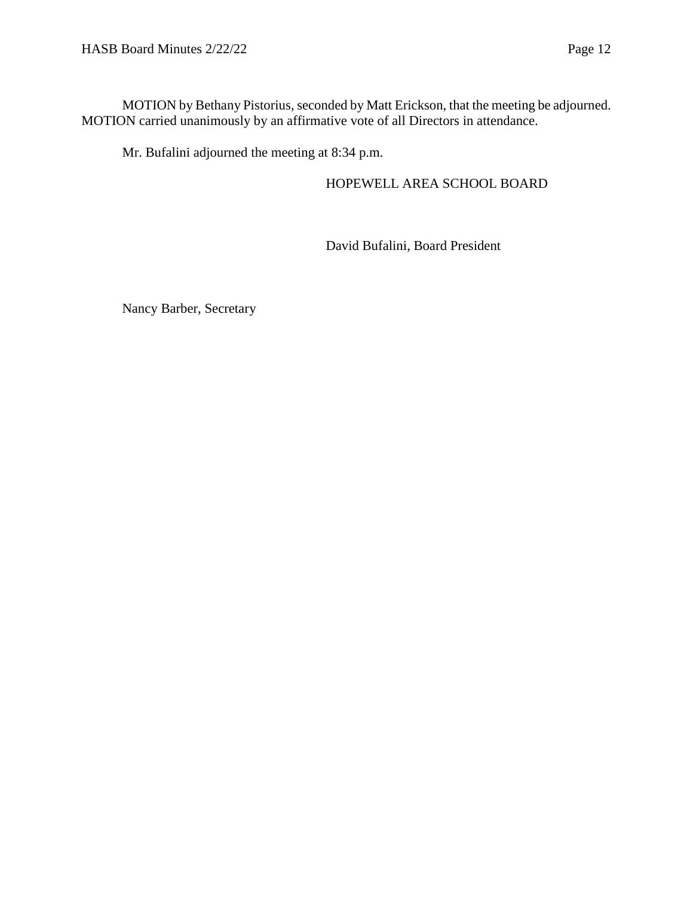MOTION by Bethany Pistorius, seconded by Matt Erickson, that the meeting be adjourned. MOTION carried unanimously by an affirmative vote of all Directors in attendance.

Mr. Bufalini adjourned the meeting at 8:34 p.m.

HOPEWELL AREA SCHOOL BOARD

David Bufalini, Board President

Nancy Barber, Secretary